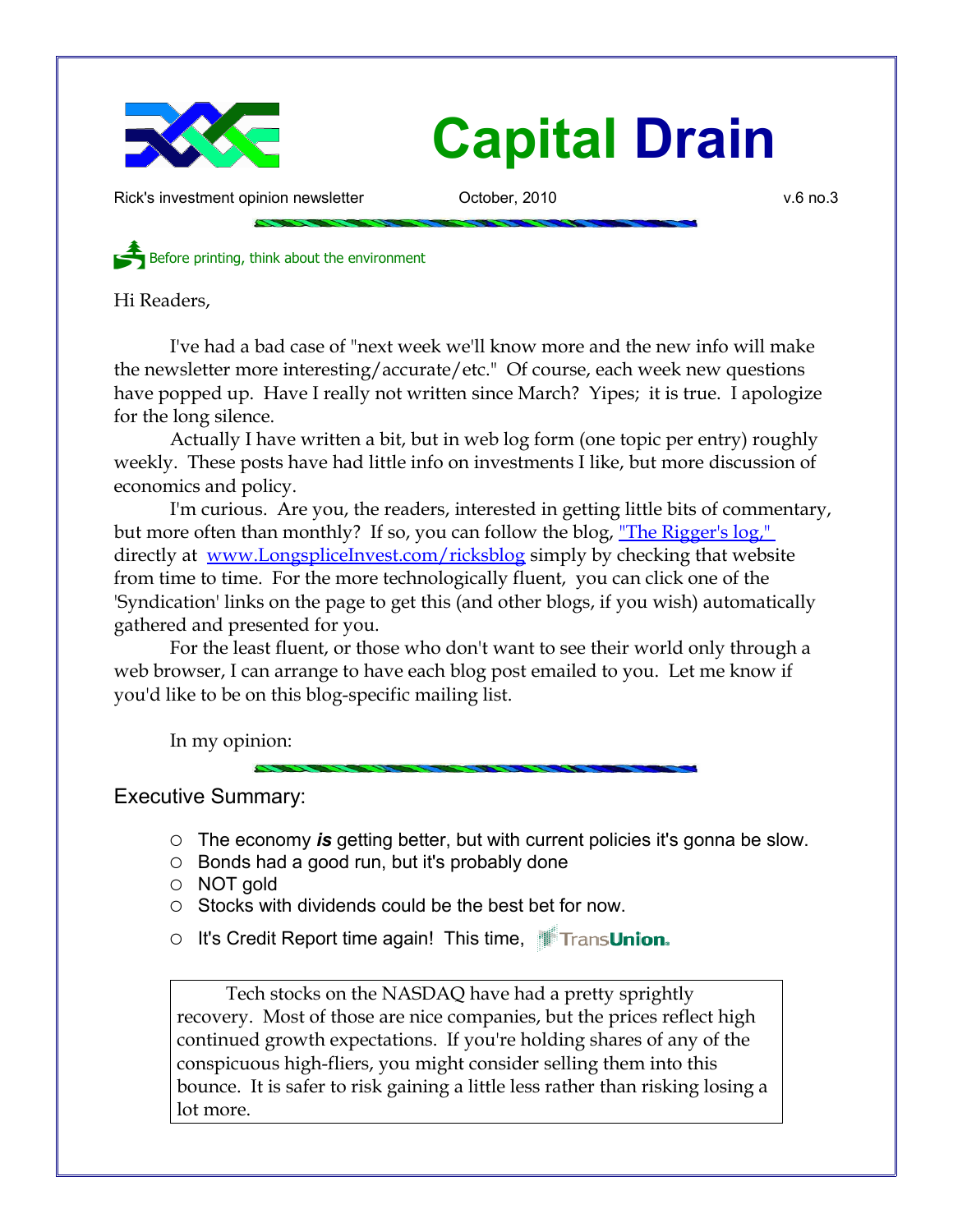# Capital Drain

Rick's investment opinion newsletter October, 2010 v.6 no.3

Before printing, think about the environment

Hi Readers,

I've had a bad case of "next week we'll know more and the new info will make the newsletter more interesting/accurate/etc." Of course, each week new questions have popped up. Have I really not written since March? Yipes; it is true. I apologize for the long silence.

Actually I have written a bit, but in web log form (one topic per entry) roughly weekly. These posts have had little info on investments I like, but more discussion of economics and policy.

I'm curious. Are you, the readers, interested in getting little bits of commentary, but more often than monthly? If so, you can follow the blog, "The Rigger's log," directly at www.LongspliceInvest.com/ricksblog simply by checking that website from time to time. For the more technologically fluent, you can click one of the 'Syndication' links on the page to get this (and other blogs, if you wish) automatically gathered and presented for you.

For the least fluent, or those who don't want to see their world only through a web browser, I can arrange to have each blog post emailed to you. Let me know if you'd like to be on this blog-specific mailing list.

In my opinion:

## Executive Summary:

- The economy ***is*** getting better, but with current policies it's gonna be slow.
- Bonds had a good run, but it's probably done
- NOT gold
- Stocks with dividends could be the best bet for now.
- It's Credit Report time again! This time, TransUnion.

> Tech stocks on the NASDAQ have had a pretty sprightly recovery. Most of those are nice companies, but the prices reflect high continued growth expectations. If you're holding shares of any of the conspicuous high-fliers, you might consider selling them into this bounce. It is safer to risk gaining a little less rather than risking losing a lot more.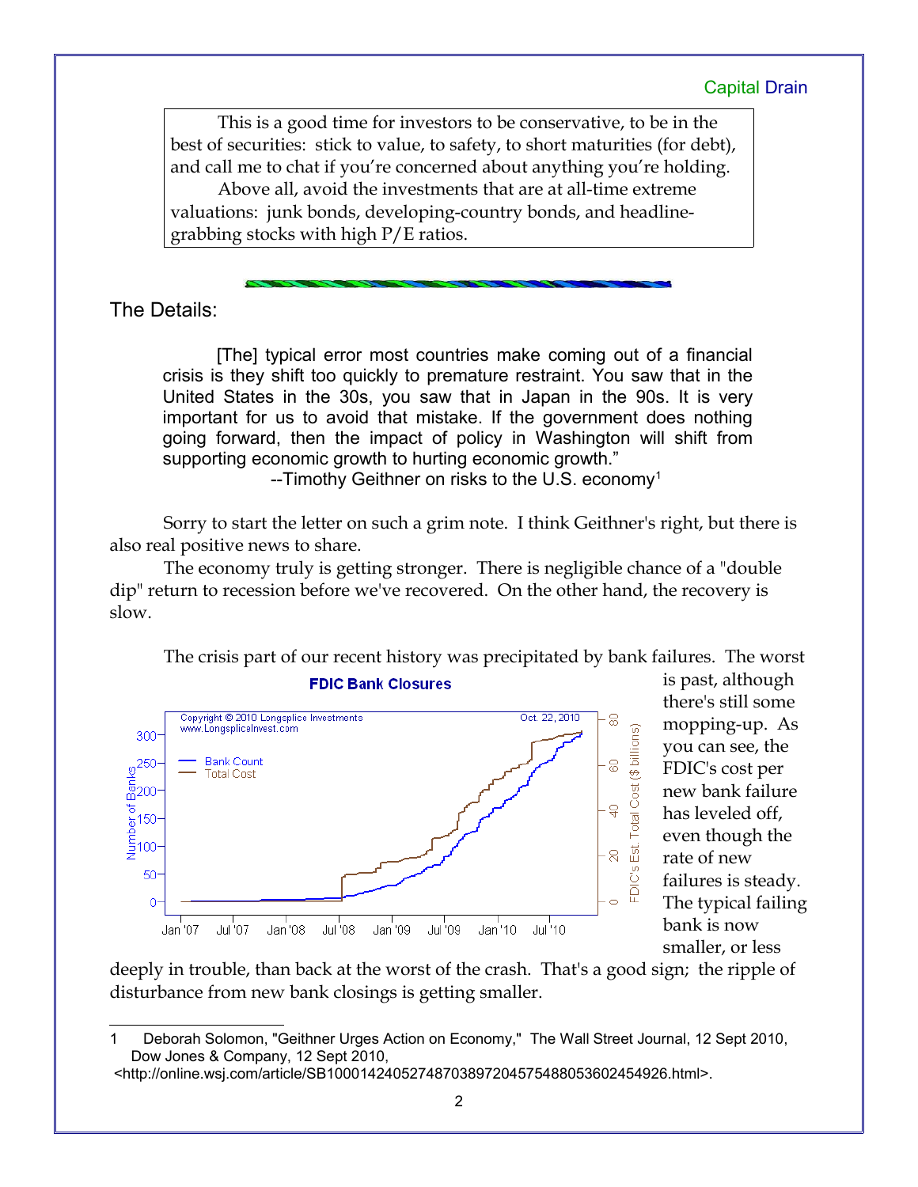> This is a good time for investors to be conservative, to be in the best of securities: stick to value, to safety, to short maturities (for debt), and call me to chat if you're concerned about anything you're holding.
>
> Above all, avoid the investments that are at all-time extreme valuations: junk bonds, developing-country bonds, and headline-grabbing stocks with high P/E ratios.

## The Details:

> [The] typical error most countries make coming out of a financial crisis is they shift too quickly to premature restraint. You saw that in the United States in the 30s, you saw that in Japan in the 90s. It is very important for us to avoid that mistake. If the government does nothing going forward, then the impact of policy in Washington will shift from supporting economic growth to hurting economic growth."
>
> --Timothy Geithner on risks to the U.S. economy[1]

Sorry to start the letter on such a grim note. I think Geithner's right, but there is also real positive news to share.

The economy truly is getting stronger. There is negligible chance of a "double dip" return to recession before we've recovered. On the other hand, the recovery is slow.

The crisis part of our recent history was precipitated by bank failures. The worst is past, although there's still some mopping-up. As you can see, the FDIC's cost per new bank failure has leveled off, even though the rate of new failures is steady. The typical failing bank is now smaller, or less deeply in trouble, than back at the worst of the crash. That's a good sign; the ripple of disturbance from new bank closings is getting smaller.

**FDIC Bank Closures**

---

1 Deborah Solomon, "Geithner Urges Action on Economy," The Wall Street Journal, 12 Sept 2010, Dow Jones & Company, 12 Sept 2010, <http://online.wsj.com/article/SB10001424052748703897204575488053602454926.html>.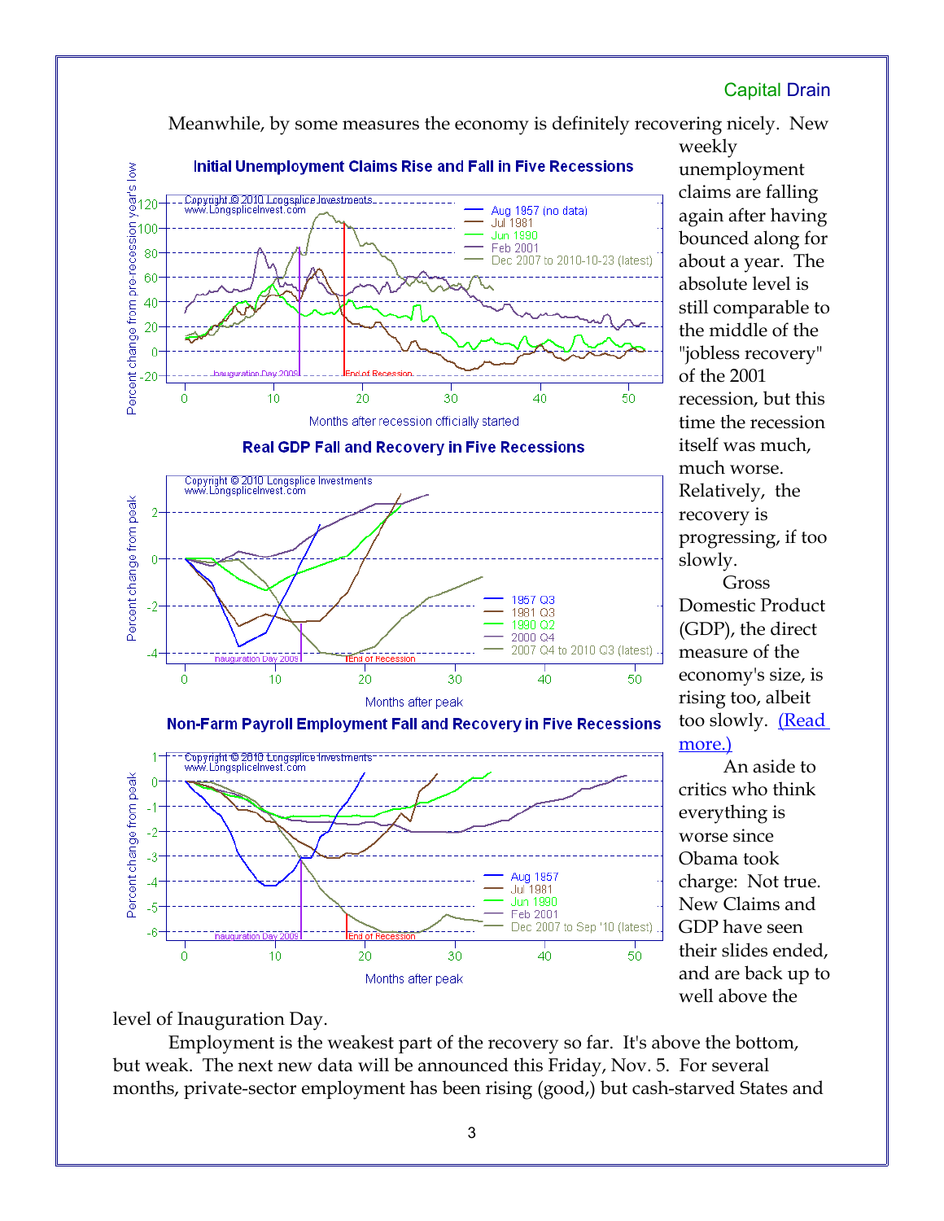Meanwhile, by some measures the economy is definitely recovering nicely. New weekly unemployment claims are falling again after having bounced along for about a year. The absolute level is still comparable to the middle of the "jobless recovery" of the 2001 recession, but this time the recession itself was much, much worse. Relatively, the recovery is progressing, if too slowly.

Gross Domestic Product (GDP), the direct measure of the economy's size, is rising too, albeit too slowly. [(Read more.)]

An aside to critics who think everything is worse since Obama took charge: Not true. New Claims and GDP have seen their slides ended, and are back up to well above the level of Inauguration Day.

Employment is the weakest part of the recovery so far. It's above the bottom, but weak. The next new data will be announced this Friday, Nov. 5. For several months, private-sector employment has been rising (good,) but cash-starved States and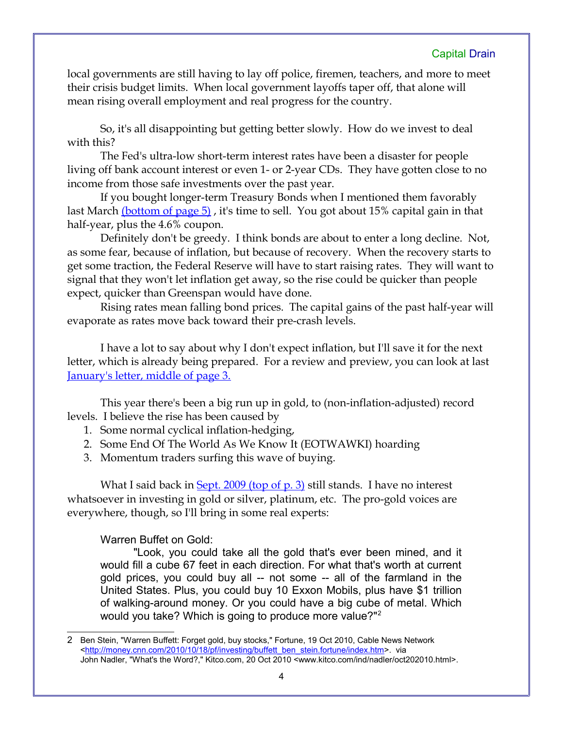local governments are still having to lay off police, firemen, teachers, and more to meet their crisis budget limits. When local government layoffs taper off, that alone will mean rising overall employment and real progress for the country.

So, it's all disappointing but getting better slowly. How do we invest to deal with this?

The Fed's ultra-low short-term interest rates have been a disaster for people living off bank account interest or even 1- or 2-year CDs. They have gotten close to no income from those safe investments over the past year.

If you bought longer-term Treasury Bonds when I mentioned them favorably last March (bottom of page 5) , it's time to sell. You got about 15% capital gain in that half-year, plus the 4.6% coupon.

Definitely don't be greedy. I think bonds are about to enter a long decline. Not, as some fear, because of inflation, but because of recovery. When the recovery starts to get some traction, the Federal Reserve will have to start raising rates. They will want to signal that they won't let inflation get away, so the rise could be quicker than people expect, quicker than Greenspan would have done.

Rising rates mean falling bond prices. The capital gains of the past half-year will evaporate as rates move back toward their pre-crash levels.

I have a lot to say about why I don't expect inflation, but I'll save it for the next letter, which is already being prepared. For a review and preview, you can look at last January's letter, middle of page 3.

This year there's been a big run up in gold, to (non-inflation-adjusted) record levels. I believe the rise has been caused by

1. Some normal cyclical inflation-hedging,
2. Some End Of The World As We Know It (EOTWAWKI) hoarding
3. Momentum traders surfing this wave of buying.

What I said back in Sept. 2009 (top of p. 3) still stands. I have no interest whatsoever in investing in gold or silver, platinum, etc. The pro-gold voices are everywhere, though, so I'll bring in some real experts:

> Warren Buffet on Gold:
>
> "Look, you could take all the gold that's ever been mined, and it would fill a cube 67 feet in each direction. For what that's worth at current gold prices, you could buy all -- not some -- all of the farmland in the United States. Plus, you could buy 10 Exxon Mobils, plus have $1 trillion of walking-around money. Or you could have a big cube of metal. Which would you take? Which is going to produce more value?"[2]

---

2 Ben Stein, "Warren Buffett: Forget gold, buy stocks," Fortune, 19 Oct 2010, Cable News Network <http://money.cnn.com/2010/10/18/pf/investing/buffett_ben_stein.fortune/index.htm>. via John Nadler, "What's the Word?," Kitco.com, 20 Oct 2010 <www.kitco.com/ind/nadler/oct202010.html>.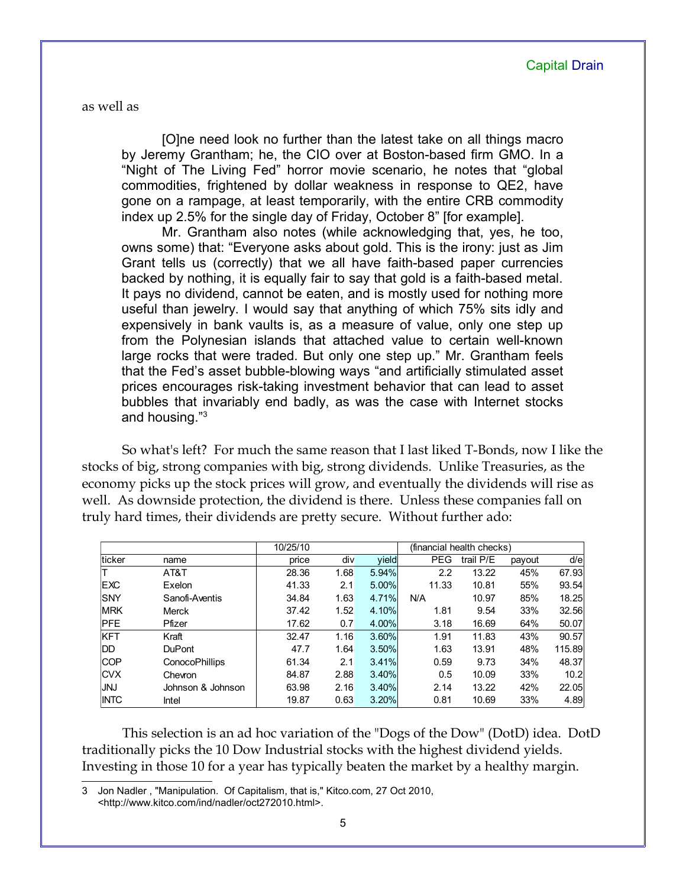as well as

> [O]ne need look no further than the latest take on all things macro by Jeremy Grantham; he, the CIO over at Boston-based firm GMO. In a "Night of The Living Fed" horror movie scenario, he notes that "global commodities, frightened by dollar weakness in response to QE2, have gone on a rampage, at least temporarily, with the entire CRB commodity index up 2.5% for the single day of Friday, October 8" [for example].
>
> Mr. Grantham also notes (while acknowledging that, yes, he too, owns some) that: "Everyone asks about gold. This is the irony: just as Jim Grant tells us (correctly) that we all have faith-based paper currencies backed by nothing, it is equally fair to say that gold is a faith-based metal. It pays no dividend, cannot be eaten, and is mostly used for nothing more useful than jewelry. I would say that anything of which 75% sits idly and expensively in bank vaults is, as a measure of value, only one step up from the Polynesian islands that attached value to certain well-known large rocks that were traded. But only one step up." Mr. Grantham feels that the Fed's asset bubble-blowing ways "and artificially stimulated asset prices encourages risk-taking investment behavior that can lead to asset bubbles that invariably end badly, as was the case with Internet stocks and housing."[3]

So what's left? For much the same reason that I last liked T-Bonds, now I like the stocks of big, strong companies with big, strong dividends. Unlike Treasuries, as the economy picks up the stock prices will grow, and eventually the dividends will rise as well. As downside protection, the dividend is there. Unless these companies fall on truly hard times, their dividends are pretty secure. Without further ado:

| | | 10/25/10 | | | (financial health checks) | | | |
|---|---|---|---|---|---|---|---|---|
| ticker | name | price | div | yield | PEG | trail P/E | payout | d/e |
| T | AT&T | 28.36 | 1.68 | 5.94% | 2.2 | 13.22 | 45% | 67.93 |
| EXC | Exelon | 41.33 | 2.1 | 5.00% | 11.33 | 10.81 | 55% | 93.54 |
| SNY | Sanofi-Aventis | 34.84 | 1.63 | 4.71% | N/A | 10.97 | 85% | 18.25 |
| MRK | Merck | 37.42 | 1.52 | 4.10% | 1.81 | 9.54 | 33% | 32.56 |
| PFE | Pfizer | 17.62 | 0.7 | 4.00% | 3.18 | 16.69 | 64% | 50.07 |
| KFT | Kraft | 32.47 | 1.16 | 3.60% | 1.91 | 11.83 | 43% | 90.57 |
| DD | DuPont | 47.7 | 1.64 | 3.50% | 1.63 | 13.91 | 48% | 115.89 |
| COP | ConocoPhillips | 61.34 | 2.1 | 3.41% | 0.59 | 9.73 | 34% | 48.37 |
| CVX | Chevron | 84.87 | 2.88 | 3.40% | 0.5 | 10.09 | 33% | 10.2 |
| JNJ | Johnson & Johnson | 63.98 | 2.16 | 3.40% | 2.14 | 13.22 | 42% | 22.05 |
| INTC | Intel | 19.87 | 0.63 | 3.20% | 0.81 | 10.69 | 33% | 4.89 |

This selection is an ad hoc variation of the "Dogs of the Dow" (DotD) idea. DotD traditionally picks the 10 Dow Industrial stocks with the highest dividend yields. Investing in those 10 for a year has typically beaten the market by a healthy margin.

3 Jon Nadler , "Manipulation. Of Capitalism, that is," Kitco.com, 27 Oct 2010, <http://www.kitco.com/ind/nadler/oct272010.html>.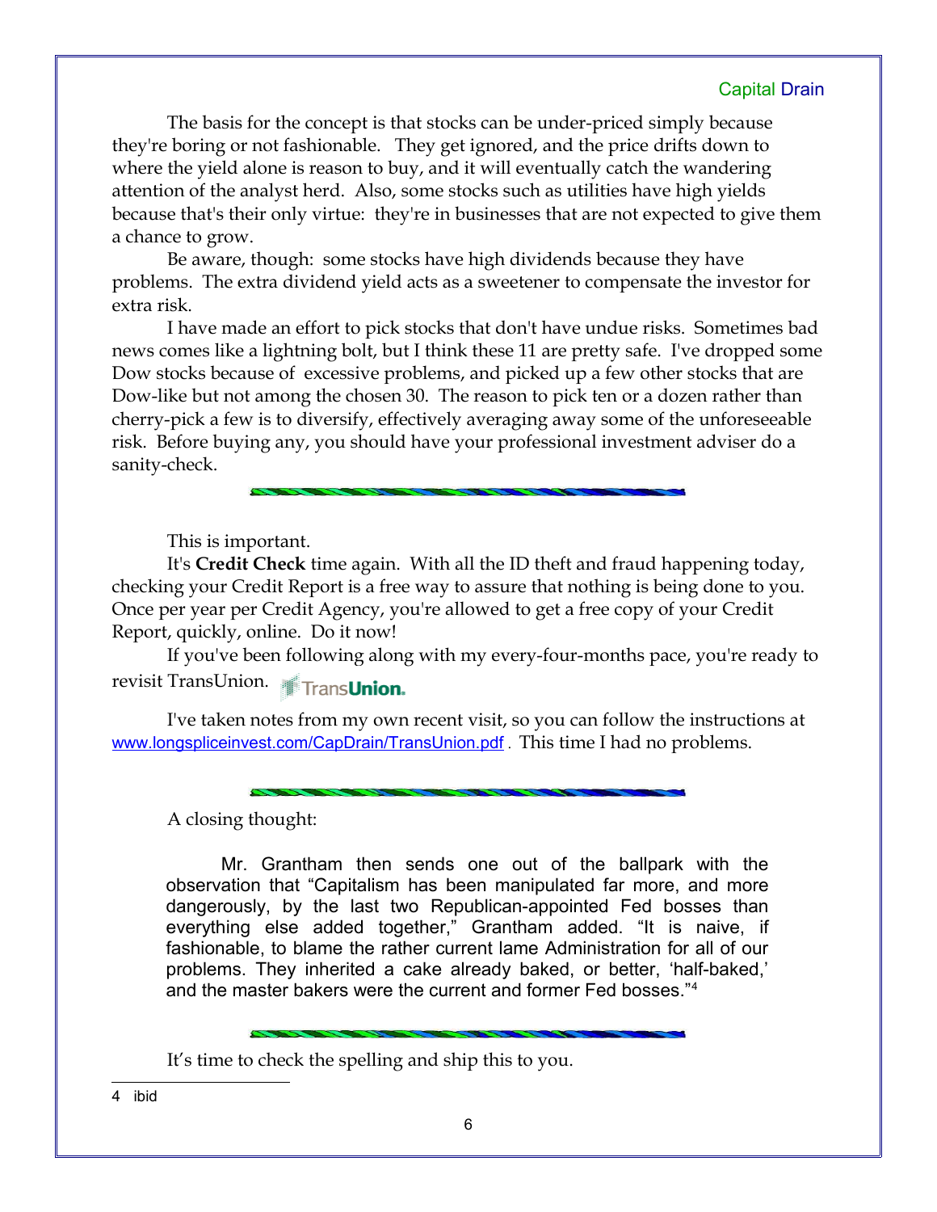The basis for the concept is that stocks can be under-priced simply because they're boring or not fashionable. They get ignored, and the price drifts down to where the yield alone is reason to buy, and it will eventually catch the wandering attention of the analyst herd. Also, some stocks such as utilities have high yields because that's their only virtue: they're in businesses that are not expected to give them a chance to grow.

Be aware, though: some stocks have high dividends because they have problems. The extra dividend yield acts as a sweetener to compensate the investor for extra risk.

I have made an effort to pick stocks that don't have undue risks. Sometimes bad news comes like a lightning bolt, but I think these 11 are pretty safe. I've dropped some Dow stocks because of excessive problems, and picked up a few other stocks that are Dow-like but not among the chosen 30. The reason to pick ten or a dozen rather than cherry-pick a few is to diversify, effectively averaging away some of the unforeseeable risk. Before buying any, you should have your professional investment adviser do a sanity-check.

---

This is important.

It's **Credit Check** time again. With all the ID theft and fraud happening today, checking your Credit Report is a free way to assure that nothing is being done to you. Once per year per Credit Agency, you're allowed to get a free copy of your Credit Report, quickly, online. Do it now!

If you've been following along with my every-four-months pace, you're ready to revisit TransUnion. TransUnion.

I've taken notes from my own recent visit, so you can follow the instructions at www.longspliceinvest.com/CapDrain/TransUnion.pdf . This time I had no problems.

---

A closing thought:

> Mr. Grantham then sends one out of the ballpark with the observation that "Capitalism has been manipulated far more, and more dangerously, by the last two Republican-appointed Fed bosses than everything else added together," Grantham added. "It is naive, if fashionable, to blame the rather current lame Administration for all of our problems. They inherited a cake already baked, or better, 'half-baked,' and the master bakers were the current and former Fed bosses."[4]

---

It's time to check the spelling and ship this to you.

4 ibid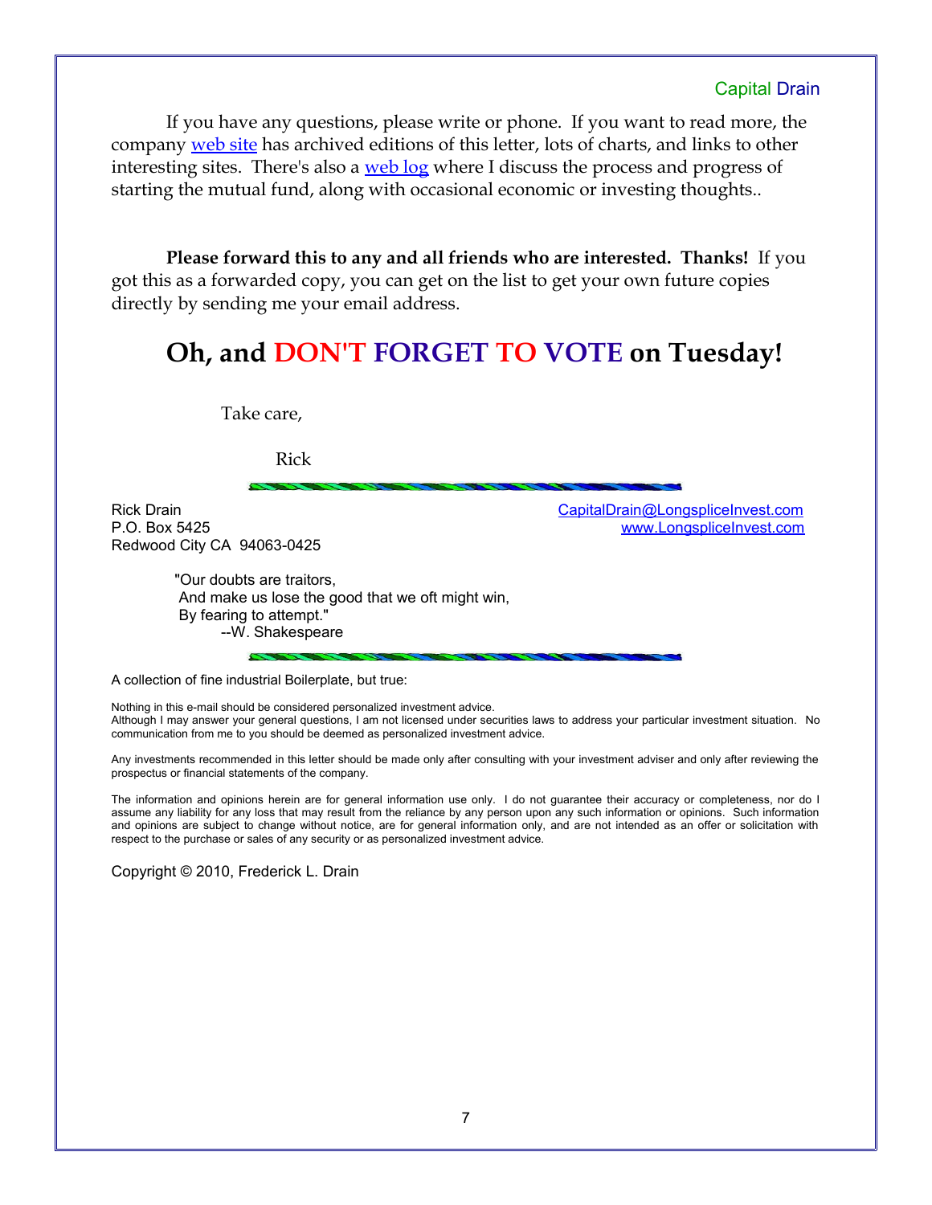If you have any questions, please write or phone. If you want to read more, the company web site has archived editions of this letter, lots of charts, and links to other interesting sites. There's also a web log where I discuss the process and progress of starting the mutual fund, along with occasional economic or investing thoughts..

**Please forward this to any and all friends who are interested. Thanks!** If you got this as a forwarded copy, you can get on the list to get your own future copies directly by sending me your email address.

## Oh, and DON'T FORGET TO VOTE on Tuesday!

Take care,

Rick

Rick Drain
P.O. Box 5425
Redwood City CA 94063-0425

CapitalDrain@LongspliceInvest.com
www.LongspliceInvest.com

"Our doubts are traitors,
And make us lose the good that we oft might win,
By fearing to attempt."
--W. Shakespeare

A collection of fine industrial Boilerplate, but true:

Nothing in this e-mail should be considered personalized investment advice.
Although I may answer your general questions, I am not licensed under securities laws to address your particular investment situation. No communication from me to you should be deemed as personalized investment advice.

Any investments recommended in this letter should be made only after consulting with your investment adviser and only after reviewing the prospectus or financial statements of the company.

The information and opinions herein are for general information use only. I do not guarantee their accuracy or completeness, nor do I assume any liability for any loss that may result from the reliance by any person upon any such information or opinions. Such information and opinions are subject to change without notice, are for general information only, and are not intended as an offer or solicitation with respect to the purchase or sales of any security or as personalized investment advice.

Copyright © 2010, Frederick L. Drain